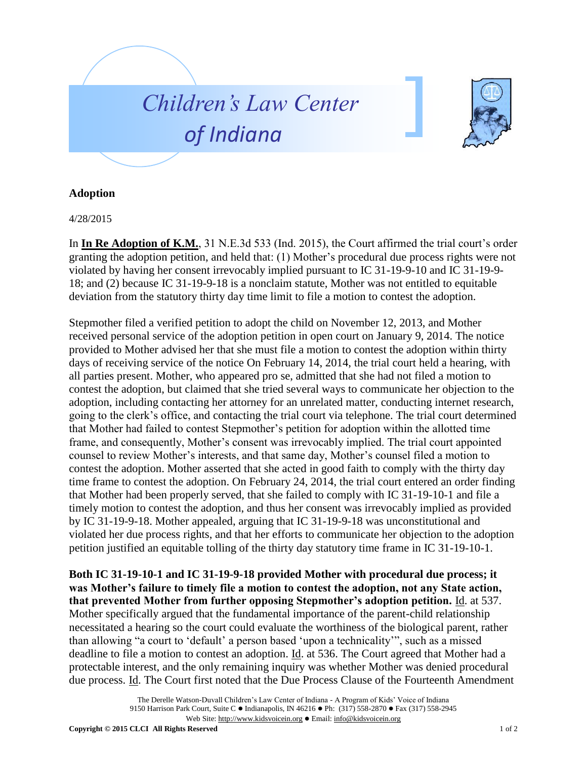Children's Law Center of Indiana

## Adoption

4/28/2015

In **In Re Adoption of K.M.**, 31 N.E.3d 533 (Ind. 2015), the Court affirmed the trial court's order granting the adoption petition, and held that: (1) Mother's procedural due process rights were not violated by having her consent irrevocably implied pursuant to IC 31-19-9-10 and IC 31-19-9-18; and (2) because IC 31-19-9-18 is a nonclaim statute, Mother was not entitled to equitable deviation from the statutory thirty day time limit to file a motion to contest the adoption.

Stepmother filed a verified petition to adopt the child on November 12, 2013, and Mother received personal service of the adoption petition in open court on January 9, 2014. The notice provided to Mother advised her that she must file a motion to contest the adoption within thirty days of receiving service of the notice On February 14, 2014, the trial court held a hearing, with all parties present. Mother, who appeared pro se, admitted that she had not filed a motion to contest the adoption, but claimed that she tried several ways to communicate her objection to the adoption, including contacting her attorney for an unrelated matter, conducting internet research, going to the clerk's office, and contacting the trial court via telephone. The trial court determined that Mother had failed to contest Stepmother's petition for adoption within the allotted time frame, and consequently, Mother's consent was irrevocably implied. The trial court appointed counsel to review Mother's interests, and that same day, Mother's counsel filed a motion to contest the adoption. Mother asserted that she acted in good faith to comply with the thirty day time frame to contest the adoption. On February 24, 2014, the trial court entered an order finding that Mother had been properly served, that she failed to comply with IC 31-19-10-1 and file a timely motion to contest the adoption, and thus her consent was irrevocably implied as provided by IC 31-19-9-18. Mother appealed, arguing that IC 31-19-9-18 was unconstitutional and violated her due process rights, and that her efforts to communicate her objection to the adoption petition justified an equitable tolling of the thirty day statutory time frame in IC 31-19-10-1.

**Both IC 31-19-10-1 and IC 31-19-9-18 provided Mother with procedural due process; it was Mother's failure to timely file a motion to contest the adoption, not any State action, that prevented Mother from further opposing Stepmother's adoption petition.** Id. at 537. Mother specifically argued that the fundamental importance of the parent-child relationship necessitated a hearing so the court could evaluate the worthiness of the biological parent, rather than allowing "a court to 'default' a person based 'upon a technicality'", such as a missed deadline to file a motion to contest an adoption. Id. at 536. The Court agreed that Mother had a protectable interest, and the only remaining inquiry was whether Mother was denied procedural due process. Id. The Court first noted that the Due Process Clause of the Fourteenth Amendment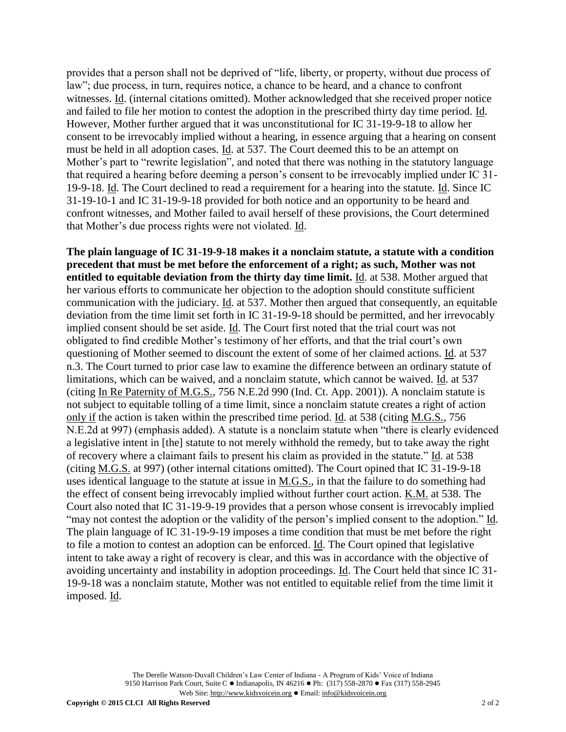provides that a person shall not be deprived of "life, liberty, or property, without due process of law"; due process, in turn, requires notice, a chance to be heard, and a chance to confront witnesses. Id. (internal citations omitted). Mother acknowledged that she received proper notice and failed to file her motion to contest the adoption in the prescribed thirty day time period. Id. However, Mother further argued that it was unconstitutional for IC 31-19-9-18 to allow her consent to be irrevocably implied without a hearing, in essence arguing that a hearing on consent must be held in all adoption cases. Id. at 537. The Court deemed this to be an attempt on Mother's part to "rewrite legislation", and noted that there was nothing in the statutory language that required a hearing before deeming a person's consent to be irrevocably implied under IC 31-19-9-18. Id. The Court declined to read a requirement for a hearing into the statute. Id. Since IC 31-19-10-1 and IC 31-19-9-18 provided for both notice and an opportunity to be heard and confront witnesses, and Mother failed to avail herself of these provisions, the Court determined that Mother's due process rights were not violated. Id.

**The plain language of IC 31-19-9-18 makes it a nonclaim statute, a statute with a condition precedent that must be met before the enforcement of a right; as such, Mother was not entitled to equitable deviation from the thirty day time limit.** Id. at 538. Mother argued that her various efforts to communicate her objection to the adoption should constitute sufficient communication with the judiciary. Id. at 537. Mother then argued that consequently, an equitable deviation from the time limit set forth in IC 31-19-9-18 should be permitted, and her irrevocably implied consent should be set aside. Id. The Court first noted that the trial court was not obligated to find credible Mother's testimony of her efforts, and that the trial court's own questioning of Mother seemed to discount the extent of some of her claimed actions. Id. at 537 n.3. The Court turned to prior case law to examine the difference between an ordinary statute of limitations, which can be waived, and a nonclaim statute, which cannot be waived. Id. at 537 (citing In Re Paternity of M.G.S., 756 N.E.2d 990 (Ind. Ct. App. 2001)). A nonclaim statute is not subject to equitable tolling of a time limit, since a nonclaim statute creates a right of action only if the action is taken within the prescribed time period. Id. at 538 (citing M.G.S., 756 N.E.2d at 997) (emphasis added). A statute is a nonclaim statute when "there is clearly evidenced a legislative intent in [the] statute to not merely withhold the remedy, but to take away the right of recovery where a claimant fails to present his claim as provided in the statute." Id. at 538 (citing M.G.S. at 997) (other internal citations omitted). The Court opined that IC 31-19-9-18 uses identical language to the statute at issue in M.G.S., in that the failure to do something had the effect of consent being irrevocably implied without further court action. K.M. at 538. The Court also noted that IC 31-19-9-19 provides that a person whose consent is irrevocably implied "may not contest the adoption or the validity of the person's implied consent to the adoption." Id. The plain language of IC 31-19-9-19 imposes a time condition that must be met before the right to file a motion to contest an adoption can be enforced. Id. The Court opined that legislative intent to take away a right of recovery is clear, and this was in accordance with the objective of avoiding uncertainty and instability in adoption proceedings. Id. The Court held that since IC 31-19-9-18 was a nonclaim statute, Mother was not entitled to equitable relief from the time limit it imposed. Id.